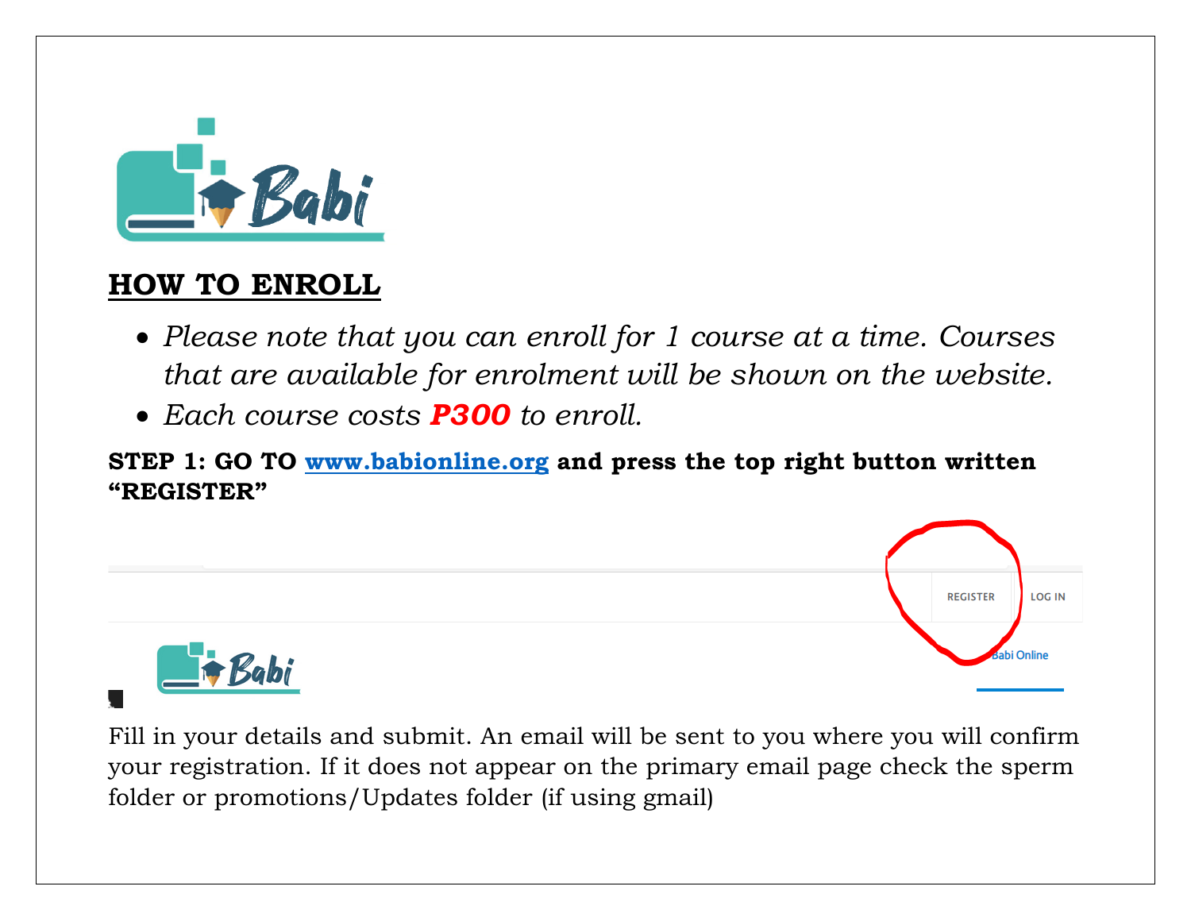## **HOW TO ENROLL**

- *Please note that you can enroll for 1 course at a time. Courses that are available for enrolment will be shown on the website.*
- *Each course costs* ***P300*** *to enroll.*

**STEP 1: GO TO [www.babionline.org](http://www.babionline.org) and press the top right button written "REGISTER"**

Fill in your details and submit. An email will be sent to you where you will confirm your registration. If it does not appear on the primary email page check the sperm folder or promotions/Updates folder (if using gmail)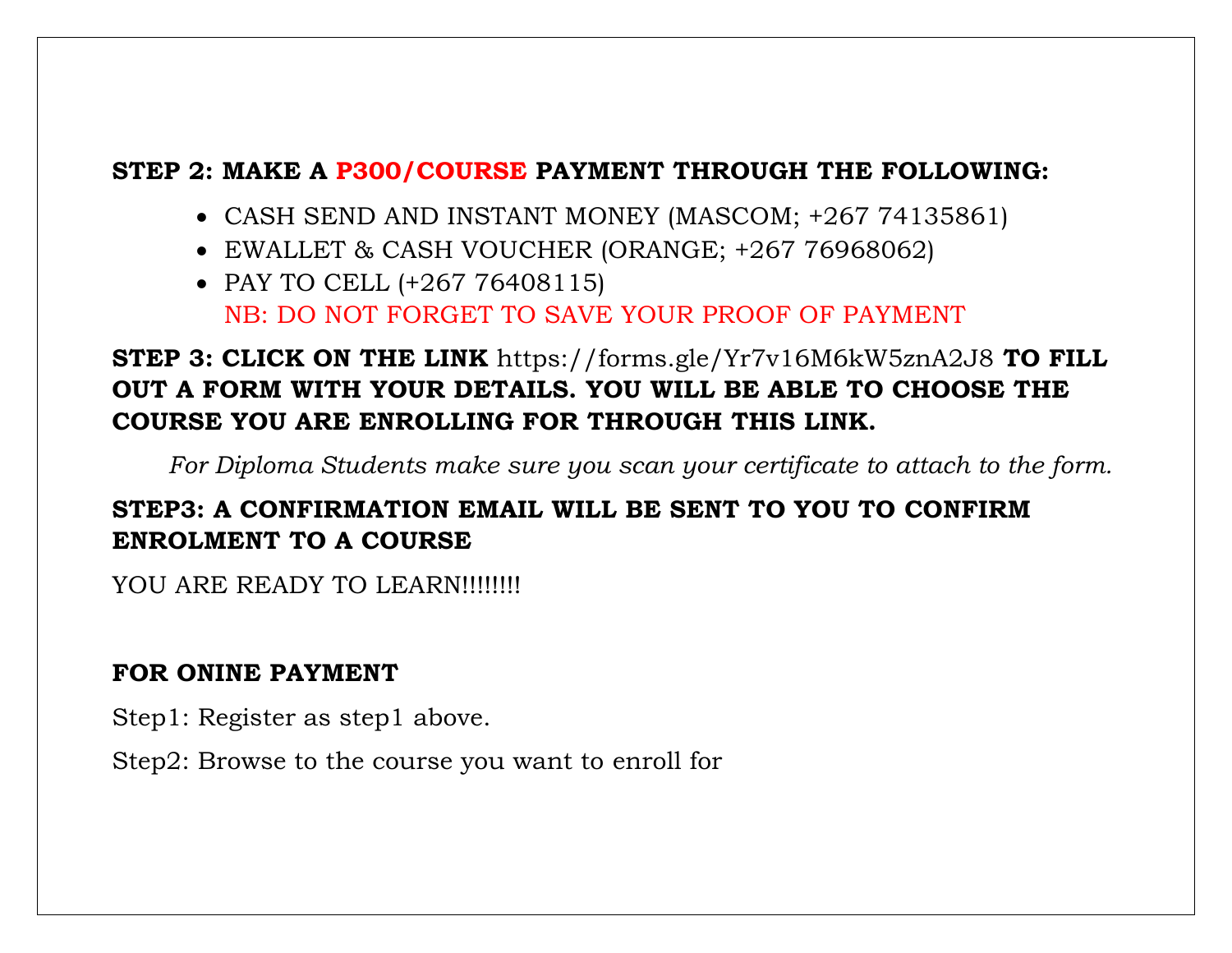**STEP 2: MAKE A P300/COURSE PAYMENT THROUGH THE FOLLOWING:**

- CASH SEND AND INSTANT MONEY (MASCOM; +267 74135861)
- EWALLET & CASH VOUCHER (ORANGE; +267 76968062)
- PAY TO CELL (+267 76408115)
  NB: DO NOT FORGET TO SAVE YOUR PROOF OF PAYMENT

**STEP 3: CLICK ON THE LINK** https://forms.gle/Yr7v16M6kW5znA2J8 **TO FILL OUT A FORM WITH YOUR DETAILS. YOU WILL BE ABLE TO CHOOSE THE COURSE YOU ARE ENROLLING FOR THROUGH THIS LINK.**

*For Diploma Students make sure you scan your certificate to attach to the form.*

**STEP3: A CONFIRMATION EMAIL WILL BE SENT TO YOU TO CONFIRM ENROLMENT TO A COURSE**

YOU ARE READY TO LEARN!!!!!!!!

**FOR ONINE PAYMENT**

Step1: Register as step1 above.

Step2: Browse to the course you want to enroll for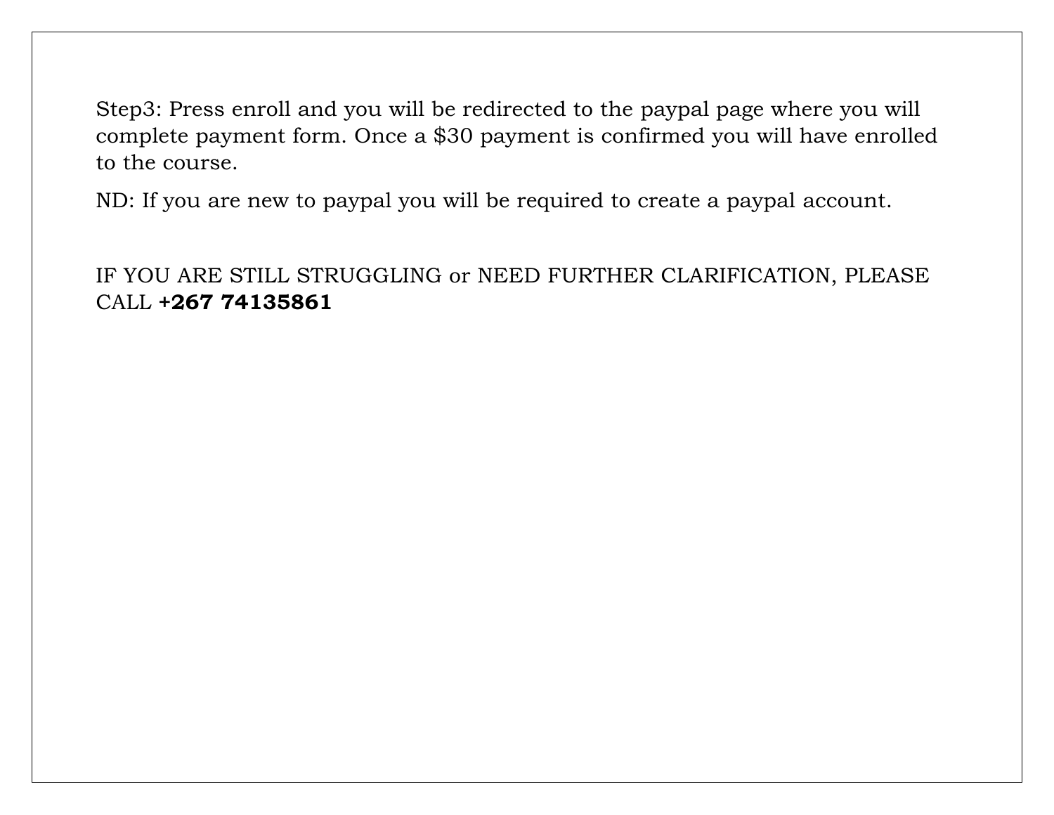Step3: Press enroll and you will be redirected to the paypal page where you will complete payment form. Once a $30 payment is confirmed you will have enrolled to the course.

ND: If you are new to paypal you will be required to create a paypal account.

IF YOU ARE STILL STRUGGLING or NEED FURTHER CLARIFICATION, PLEASE CALL **+267 74135861**